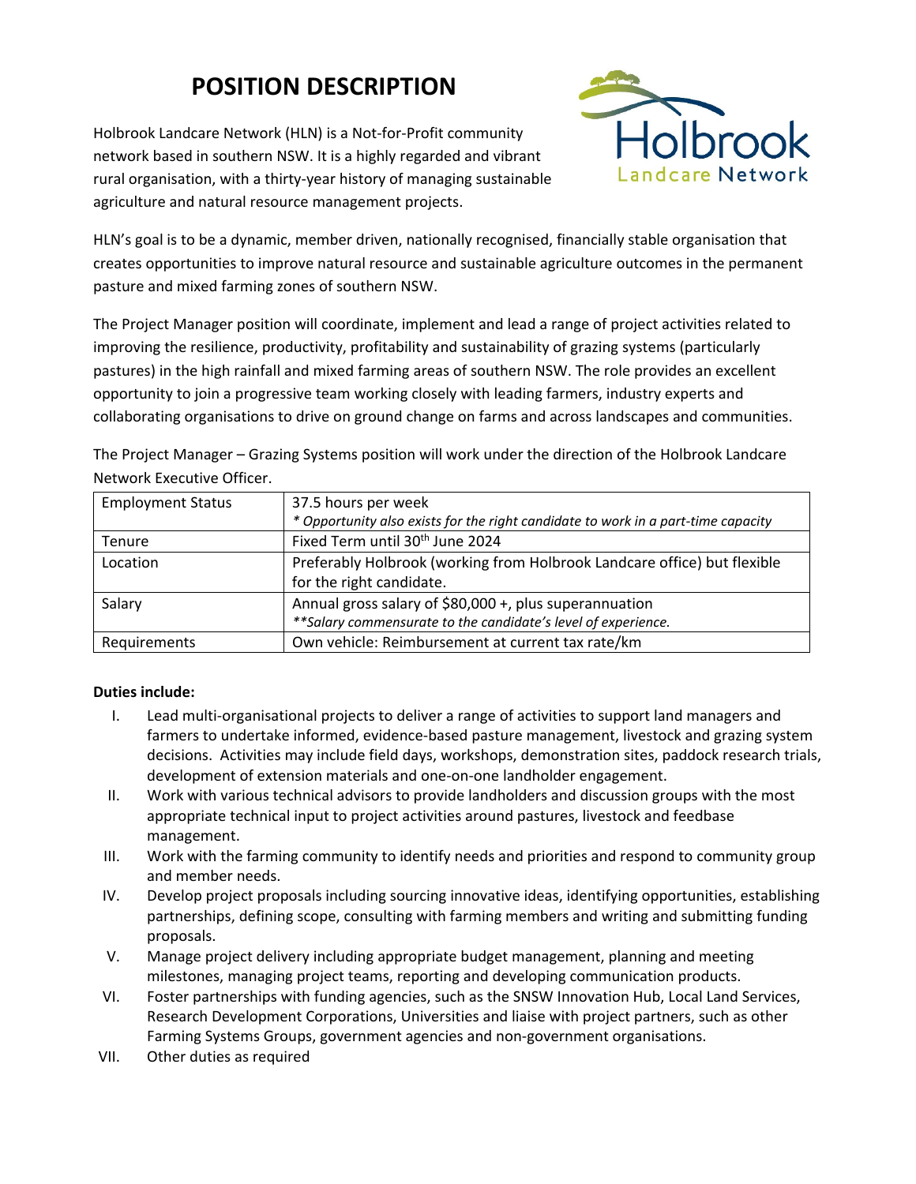# POSITION DESCRIPTION

Holbrook Landcare Network (HLN) is a Not-for-Profit community network based in southern NSW. It is a highly regarded and vibrant rural organisation, with a thirty-year history of managing sustainable agriculture and natural resource management projects.

HLN's goal is to be a dynamic, member driven, nationally recognised, financially stable organisation that creates opportunities to improve natural resource and sustainable agriculture outcomes in the permanent pasture and mixed farming zones of southern NSW.

The Project Manager position will coordinate, implement and lead a range of project activities related to improving the resilience, productivity, profitability and sustainability of grazing systems (particularly pastures) in the high rainfall and mixed farming areas of southern NSW. The role provides an excellent opportunity to join a progressive team working closely with leading farmers, industry experts and collaborating organisations to drive on ground change on farms and across landscapes and communities.

The Project Manager – Grazing Systems position will work under the direction of the Holbrook Landcare Network Executive Officer.

| | |
|---|---|
| Employment Status | 37.5 hours per week<br>*\* Opportunity also exists for the right candidate to work in a part-time capacity* |
| Tenure | Fixed Term until 30th June 2024 |
| Location | Preferably Holbrook (working from Holbrook Landcare office) but flexible for the right candidate. |
| Salary | Annual gross salary of $80,000 +, plus superannuation<br>*\*\*Salary commensurate to the candidate's level of experience.* |
| Requirements | Own vehicle: Reimbursement at current tax rate/km |

**Duties include:**

I. Lead multi-organisational projects to deliver a range of activities to support land managers and farmers to undertake informed, evidence-based pasture management, livestock and grazing system decisions. Activities may include field days, workshops, demonstration sites, paddock research trials, development of extension materials and one-on-one landholder engagement.

II. Work with various technical advisors to provide landholders and discussion groups with the most appropriate technical input to project activities around pastures, livestock and feedbase management.

III. Work with the farming community to identify needs and priorities and respond to community group and member needs.

IV. Develop project proposals including sourcing innovative ideas, identifying opportunities, establishing partnerships, defining scope, consulting with farming members and writing and submitting funding proposals.

V. Manage project delivery including appropriate budget management, planning and meeting milestones, managing project teams, reporting and developing communication products.

VI. Foster partnerships with funding agencies, such as the SNSW Innovation Hub, Local Land Services, Research Development Corporations, Universities and liaise with project partners, such as other Farming Systems Groups, government agencies and non-government organisations.

VII. Other duties as required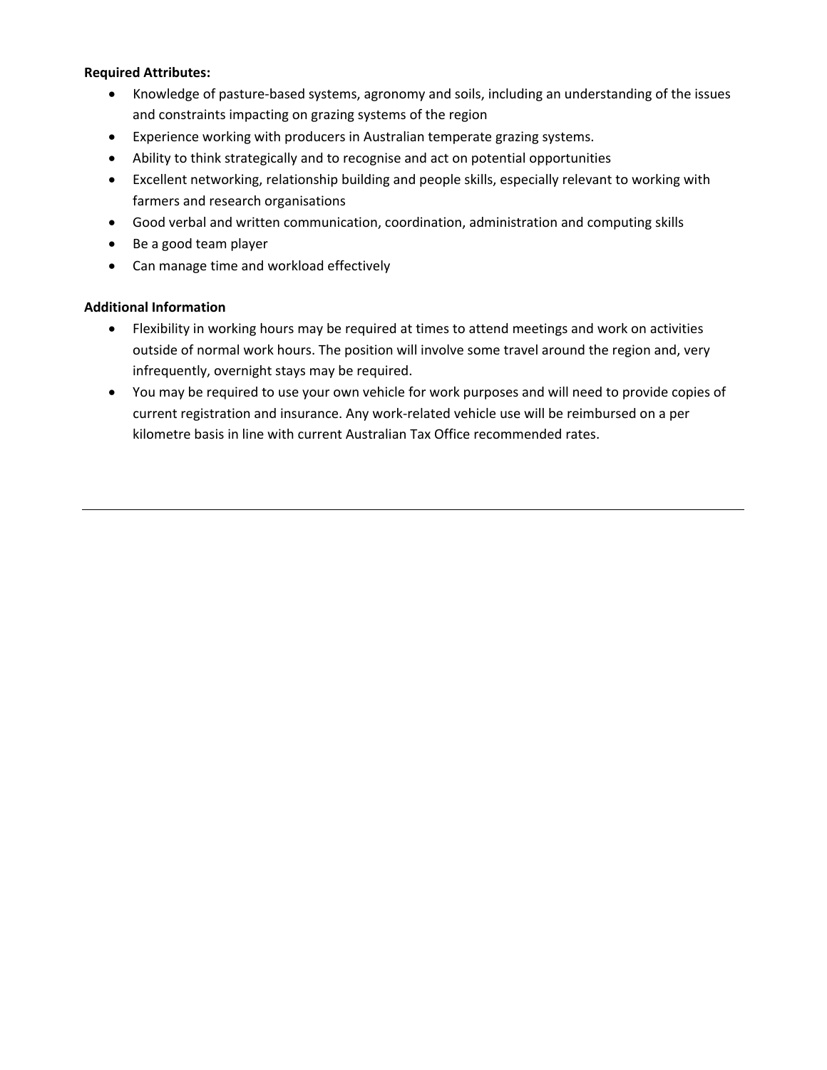**Required Attributes:**

- Knowledge of pasture-based systems, agronomy and soils, including an understanding of the issues and constraints impacting on grazing systems of the region
- Experience working with producers in Australian temperate grazing systems.
- Ability to think strategically and to recognise and act on potential opportunities
- Excellent networking, relationship building and people skills, especially relevant to working with farmers and research organisations
- Good verbal and written communication, coordination, administration and computing skills
- Be a good team player
- Can manage time and workload effectively

**Additional Information**

- Flexibility in working hours may be required at times to attend meetings and work on activities outside of normal work hours. The position will involve some travel around the region and, very infrequently, overnight stays may be required.
- You may be required to use your own vehicle for work purposes and will need to provide copies of current registration and insurance. Any work-related vehicle use will be reimbursed on a per kilometre basis in line with current Australian Tax Office recommended rates.

---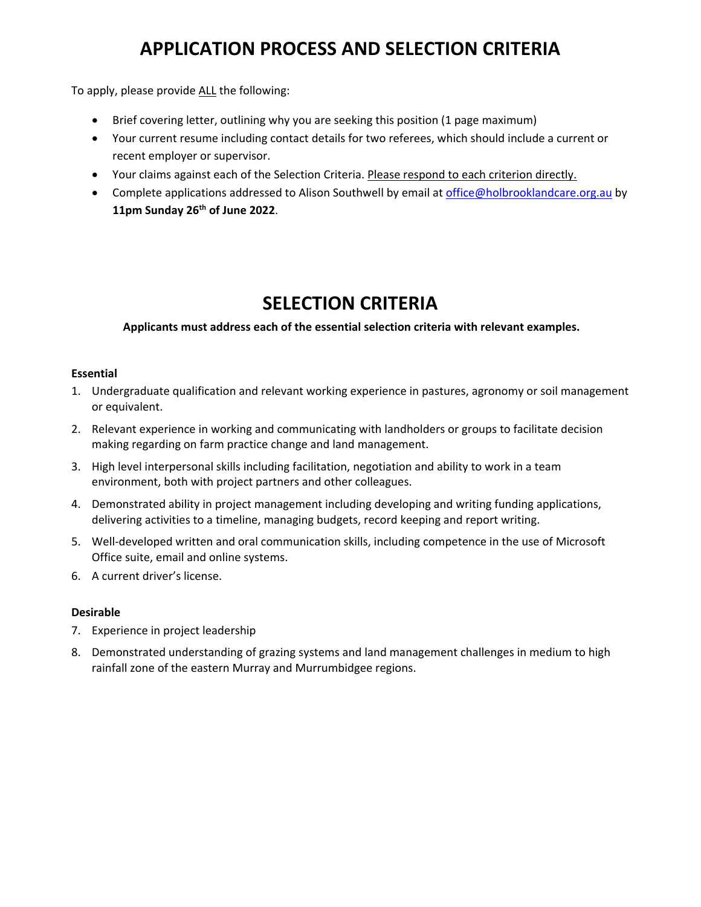# APPLICATION PROCESS AND SELECTION CRITERIA

To apply, please provide ALL the following:

- Brief covering letter, outlining why you are seeking this position (1 page maximum)
- Your current resume including contact details for two referees, which should include a current or recent employer or supervisor.
- Your claims against each of the Selection Criteria. Please respond to each criterion directly.
- Complete applications addressed to Alison Southwell by email at office@holbrooklandcare.org.au by **11pm Sunday 26th of June 2022**.

# SELECTION CRITERIA

**Applicants must address each of the essential selection criteria with relevant examples.**

**Essential**

1. Undergraduate qualification and relevant working experience in pastures, agronomy or soil management or equivalent.
2. Relevant experience in working and communicating with landholders or groups to facilitate decision making regarding on farm practice change and land management.
3. High level interpersonal skills including facilitation, negotiation and ability to work in a team environment, both with project partners and other colleagues.
4. Demonstrated ability in project management including developing and writing funding applications, delivering activities to a timeline, managing budgets, record keeping and report writing.
5. Well-developed written and oral communication skills, including competence in the use of Microsoft Office suite, email and online systems.
6. A current driver's license.

**Desirable**

7. Experience in project leadership
8. Demonstrated understanding of grazing systems and land management challenges in medium to high rainfall zone of the eastern Murray and Murrumbidgee regions.